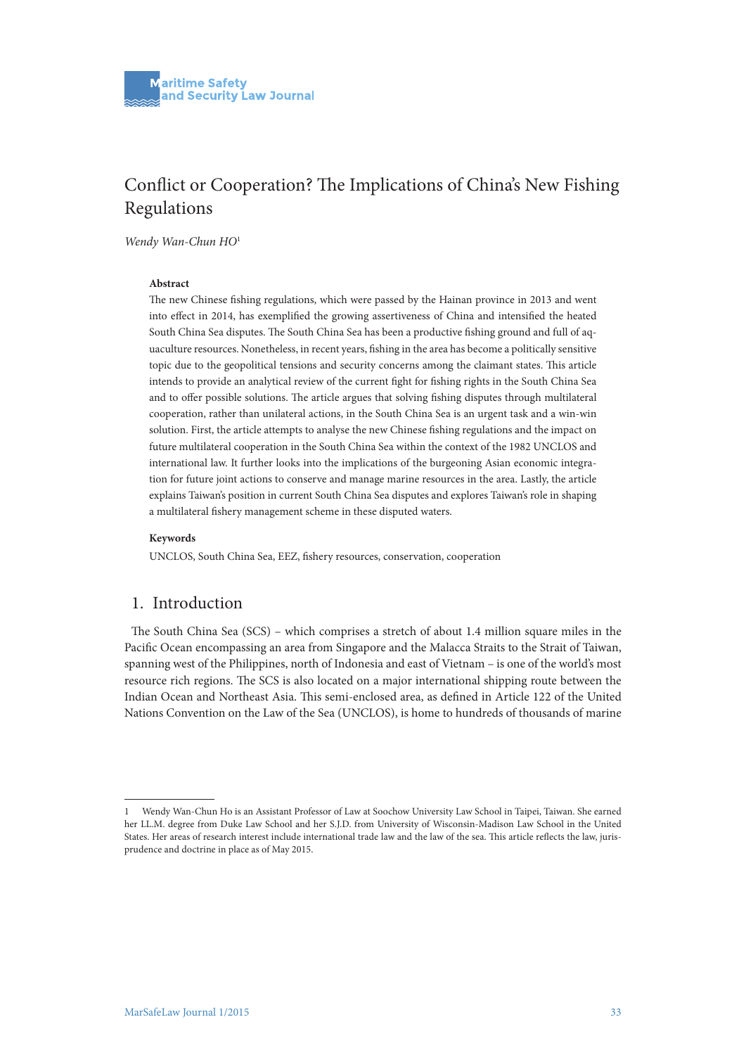# Conflict or Cooperation? The Implications of China's New Fishing Regulations

*Wendy Wan-Chun HO*[1]

**Abstract**

The new Chinese fishing regulations, which were passed by the Hainan province in 2013 and went into effect in 2014, has exemplified the growing assertiveness of China and intensified the heated South China Sea disputes. The South China Sea has been a productive fishing ground and full of aquaculture resources. Nonetheless, in recent years, fishing in the area has become a politically sensitive topic due to the geopolitical tensions and security concerns among the claimant states. This article intends to provide an analytical review of the current fight for fishing rights in the South China Sea and to offer possible solutions. The article argues that solving fishing disputes through multilateral cooperation, rather than unilateral actions, in the South China Sea is an urgent task and a win-win solution. First, the article attempts to analyse the new Chinese fishing regulations and the impact on future multilateral cooperation in the South China Sea within the context of the 1982 UNCLOS and international law. It further looks into the implications of the burgeoning Asian economic integration for future joint actions to conserve and manage marine resources in the area. Lastly, the article explains Taiwan's position in current South China Sea disputes and explores Taiwan's role in shaping a multilateral fishery management scheme in these disputed waters.

**Keywords**

UNCLOS, South China Sea, EEZ, fishery resources, conservation, cooperation

## 1. Introduction

The South China Sea (SCS) – which comprises a stretch of about 1.4 million square miles in the Pacific Ocean encompassing an area from Singapore and the Malacca Straits to the Strait of Taiwan, spanning west of the Philippines, north of Indonesia and east of Vietnam – is one of the world's most resource rich regions. The SCS is also located on a major international shipping route between the Indian Ocean and Northeast Asia. This semi-enclosed area, as defined in Article 122 of the United Nations Convention on the Law of the Sea (UNCLOS), is home to hundreds of thousands of marine

---

1 Wendy Wan-Chun Ho is an Assistant Professor of Law at Soochow University Law School in Taipei, Taiwan. She earned her LL.M. degree from Duke Law School and her S.J.D. from University of Wisconsin-Madison Law School in the United States. Her areas of research interest include international trade law and the law of the sea. This article reflects the law, jurisprudence and doctrine in place as of May 2015.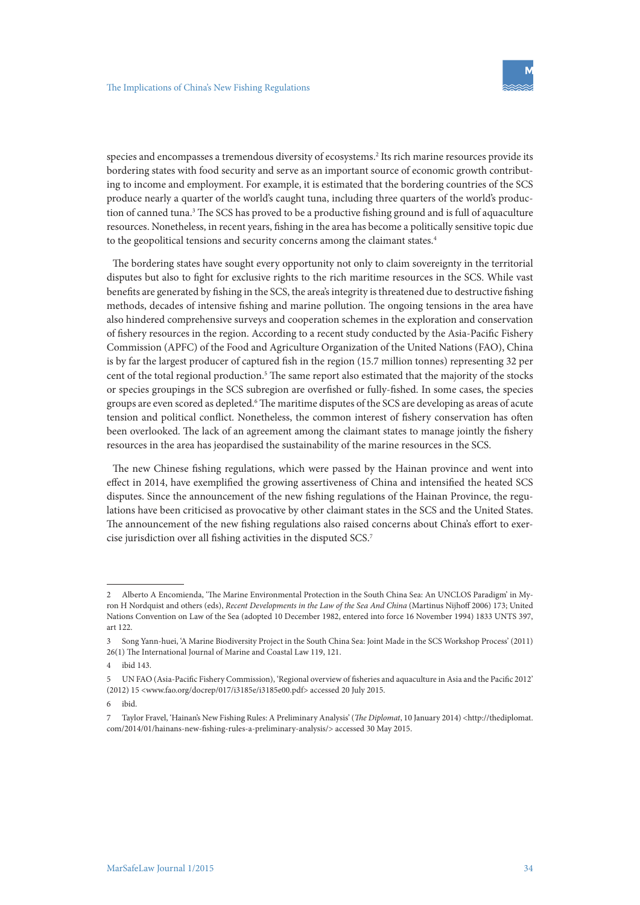species and encompasses a tremendous diversity of ecosystems.[2] Its rich marine resources provide its bordering states with food security and serve as an important source of economic growth contributing to income and employment. For example, it is estimated that the bordering countries of the SCS produce nearly a quarter of the world's caught tuna, including three quarters of the world's production of canned tuna.[3] The SCS has proved to be a productive fishing ground and is full of aquaculture resources. Nonetheless, in recent years, fishing in the area has become a politically sensitive topic due to the geopolitical tensions and security concerns among the claimant states.[4]

The bordering states have sought every opportunity not only to claim sovereignty in the territorial disputes but also to fight for exclusive rights to the rich maritime resources in the SCS. While vast benefits are generated by fishing in the SCS, the area's integrity is threatened due to destructive fishing methods, decades of intensive fishing and marine pollution. The ongoing tensions in the area have also hindered comprehensive surveys and cooperation schemes in the exploration and conservation of fishery resources in the region. According to a recent study conducted by the Asia-Pacific Fishery Commission (APFC) of the Food and Agriculture Organization of the United Nations (FAO), China is by far the largest producer of captured fish in the region (15.7 million tonnes) representing 32 per cent of the total regional production.[5] The same report also estimated that the majority of the stocks or species groupings in the SCS subregion are overfished or fully-fished. In some cases, the species groups are even scored as depleted.[6] The maritime disputes of the SCS are developing as areas of acute tension and political conflict. Nonetheless, the common interest of fishery conservation has often been overlooked. The lack of an agreement among the claimant states to manage jointly the fishery resources in the area has jeopardised the sustainability of the marine resources in the SCS.

The new Chinese fishing regulations, which were passed by the Hainan province and went into effect in 2014, have exemplified the growing assertiveness of China and intensified the heated SCS disputes. Since the announcement of the new fishing regulations of the Hainan Province, the regulations have been criticised as provocative by other claimant states in the SCS and the United States. The announcement of the new fishing regulations also raised concerns about China's effort to exercise jurisdiction over all fishing activities in the disputed SCS.[7]

---

2 Alberto A Encomienda, 'The Marine Environmental Protection in the South China Sea: An UNCLOS Paradigm' in Myron H Nordquist and others (eds), *Recent Developments in the Law of the Sea And China* (Martinus Nijhoff 2006) 173; United Nations Convention on Law of the Sea (adopted 10 December 1982, entered into force 16 November 1994) 1833 UNTS 397, art 122.

3 Song Yann-huei, 'A Marine Biodiversity Project in the South China Sea: Joint Made in the SCS Workshop Process' (2011) 26(1) The International Journal of Marine and Coastal Law 119, 121.

4 ibid 143.

5 UN FAO (Asia-Pacific Fishery Commission), 'Regional overview of fisheries and aquaculture in Asia and the Pacific 2012' (2012) 15 <www.fao.org/docrep/017/i3185e/i3185e00.pdf> accessed 20 July 2015.

6 ibid.

7 Taylor Fravel, 'Hainan's New Fishing Rules: A Preliminary Analysis' (*The Diplomat*, 10 January 2014) <http://thediplomat.com/2014/01/hainans-new-fishing-rules-a-preliminary-analysis/> accessed 30 May 2015.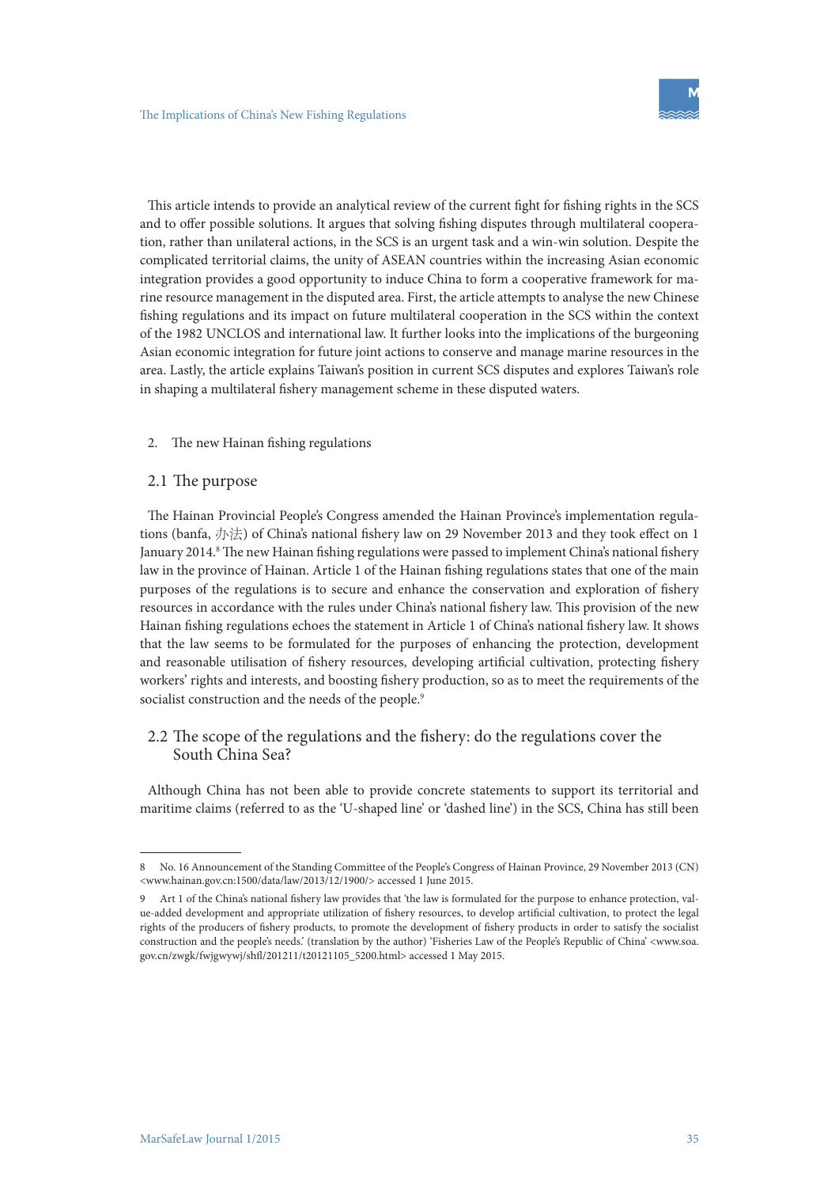This article intends to provide an analytical review of the current fight for fishing rights in the SCS and to offer possible solutions. It argues that solving fishing disputes through multilateral cooperation, rather than unilateral actions, in the SCS is an urgent task and a win-win solution. Despite the complicated territorial claims, the unity of ASEAN countries within the increasing Asian economic integration provides a good opportunity to induce China to form a cooperative framework for marine resource management in the disputed area. First, the article attempts to analyse the new Chinese fishing regulations and its impact on future multilateral cooperation in the SCS within the context of the 1982 UNCLOS and international law. It further looks into the implications of the burgeoning Asian economic integration for future joint actions to conserve and manage marine resources in the area. Lastly, the article explains Taiwan's position in current SCS disputes and explores Taiwan's role in shaping a multilateral fishery management scheme in these disputed waters.

## 2. The new Hainan fishing regulations

### 2.1 The purpose

The Hainan Provincial People's Congress amended the Hainan Province's implementation regulations (banfa, 办法) of China's national fishery law on 29 November 2013 and they took effect on 1 January 2014.[8] The new Hainan fishing regulations were passed to implement China's national fishery law in the province of Hainan. Article 1 of the Hainan fishing regulations states that one of the main purposes of the regulations is to secure and enhance the conservation and exploration of fishery resources in accordance with the rules under China's national fishery law. This provision of the new Hainan fishing regulations echoes the statement in Article 1 of China's national fishery law. It shows that the law seems to be formulated for the purposes of enhancing the protection, development and reasonable utilisation of fishery resources, developing artificial cultivation, protecting fishery workers' rights and interests, and boosting fishery production, so as to meet the requirements of the socialist construction and the needs of the people.[9]

### 2.2 The scope of the regulations and the fishery: do the regulations cover the South China Sea?

Although China has not been able to provide concrete statements to support its territorial and maritime claims (referred to as the 'U-shaped line' or 'dashed line') in the SCS, China has still been

---

8 No. 16 Announcement of the Standing Committee of the People's Congress of Hainan Province, 29 November 2013 (CN) <www.hainan.gov.cn:1500/data/law/2013/12/1900/> accessed 1 June 2015.

9 Art 1 of the China's national fishery law provides that 'the law is formulated for the purpose to enhance protection, value-added development and appropriate utilization of fishery resources, to develop artificial cultivation, to protect the legal rights of the producers of fishery products, to promote the development of fishery products in order to satisfy the socialist construction and the people's needs.' (translation by the author) 'Fisheries Law of the People's Republic of China' <www.soa.gov.cn/zwgk/fwjgwywj/shfl/201211/t20121105_5200.html> accessed 1 May 2015.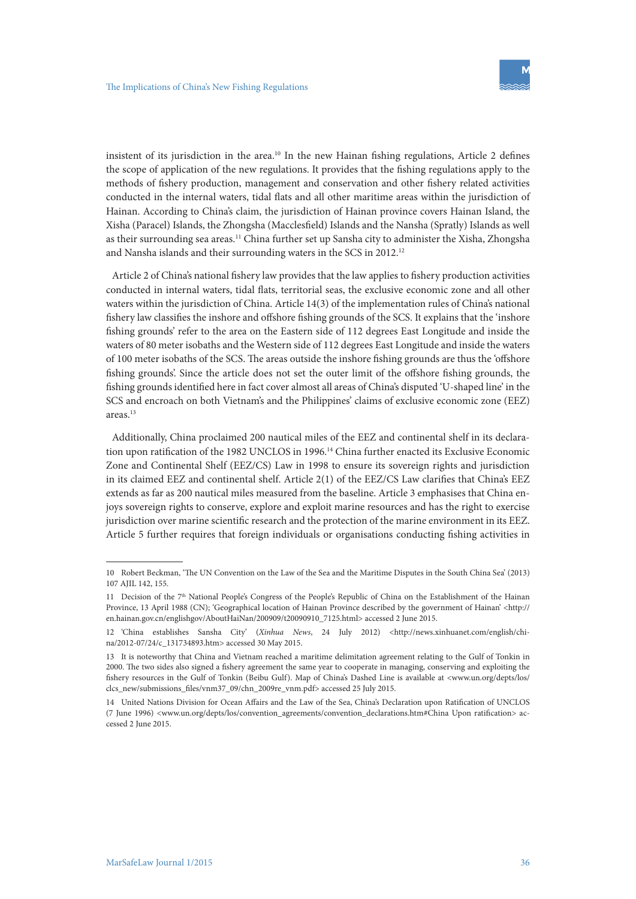insistent of its jurisdiction in the area.[10] In the new Hainan fishing regulations, Article 2 defines the scope of application of the new regulations. It provides that the fishing regulations apply to the methods of fishery production, management and conservation and other fishery related activities conducted in the internal waters, tidal flats and all other maritime areas within the jurisdiction of Hainan. According to China's claim, the jurisdiction of Hainan province covers Hainan Island, the Xisha (Paracel) Islands, the Zhongsha (Macclesfield) Islands and the Nansha (Spratly) Islands as well as their surrounding sea areas.[11] China further set up Sansha city to administer the Xisha, Zhongsha and Nansha islands and their surrounding waters in the SCS in 2012.[12]

Article 2 of China's national fishery law provides that the law applies to fishery production activities conducted in internal waters, tidal flats, territorial seas, the exclusive economic zone and all other waters within the jurisdiction of China. Article 14(3) of the implementation rules of China's national fishery law classifies the inshore and offshore fishing grounds of the SCS. It explains that the 'inshore fishing grounds' refer to the area on the Eastern side of 112 degrees East Longitude and inside the waters of 80 meter isobaths and the Western side of 112 degrees East Longitude and inside the waters of 100 meter isobaths of the SCS. The areas outside the inshore fishing grounds are thus the 'offshore fishing grounds'. Since the article does not set the outer limit of the offshore fishing grounds, the fishing grounds identified here in fact cover almost all areas of China's disputed 'U-shaped line' in the SCS and encroach on both Vietnam's and the Philippines' claims of exclusive economic zone (EEZ) areas.[13]

Additionally, China proclaimed 200 nautical miles of the EEZ and continental shelf in its declaration upon ratification of the 1982 UNCLOS in 1996.[14] China further enacted its Exclusive Economic Zone and Continental Shelf (EEZ/CS) Law in 1998 to ensure its sovereign rights and jurisdiction in its claimed EEZ and continental shelf. Article 2(1) of the EEZ/CS Law clarifies that China's EEZ extends as far as 200 nautical miles measured from the baseline. Article 3 emphasises that China enjoys sovereign rights to conserve, explore and exploit marine resources and has the right to exercise jurisdiction over marine scientific research and the protection of the marine environment in its EEZ. Article 5 further requires that foreign individuals or organisations conducting fishing activities in

---

10 Robert Beckman, 'The UN Convention on the Law of the Sea and the Maritime Disputes in the South China Sea' (2013) 107 AJIL 142, 155.

11 Decision of the 7th National People's Congress of the People's Republic of China on the Establishment of the Hainan Province, 13 April 1988 (CN); 'Geographical location of Hainan Province described by the government of Hainan' <http://en.hainan.gov.cn/englishgov/AboutHaiNan/200909/t20090910_7125.html> accessed 2 June 2015.

12 'China establishes Sansha City' (*Xinhua News*, 24 July 2012) <http://news.xinhuanet.com/english/china/2012-07/24/c_131734893.htm> accessed 30 May 2015.

13 It is noteworthy that China and Vietnam reached a maritime delimitation agreement relating to the Gulf of Tonkin in 2000. The two sides also signed a fishery agreement the same year to cooperate in managing, conserving and exploiting the fishery resources in the Gulf of Tonkin (Beibu Gulf). Map of China's Dashed Line is available at <www.un.org/depts/los/clcs_new/submissions_files/vnm37_09/chn_2009re_vnm.pdf> accessed 25 July 2015.

14 United Nations Division for Ocean Affairs and the Law of the Sea, China's Declaration upon Ratification of UNCLOS (7 June 1996) <www.un.org/depts/los/convention_agreements/convention_declarations.htm#China Upon ratification> accessed 2 June 2015.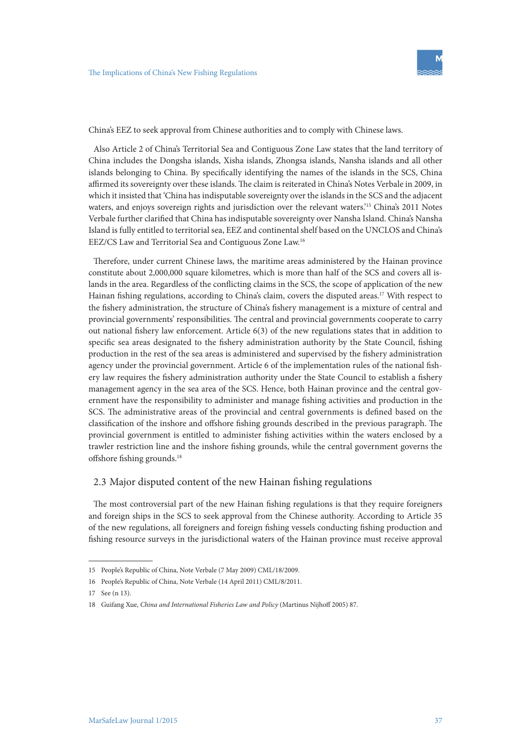China's EEZ to seek approval from Chinese authorities and to comply with Chinese laws.

Also Article 2 of China's Territorial Sea and Contiguous Zone Law states that the land territory of China includes the Dongsha islands, Xisha islands, Zhongsa islands, Nansha islands and all other islands belonging to China. By specifically identifying the names of the islands in the SCS, China affirmed its sovereignty over these islands. The claim is reiterated in China's Notes Verbale in 2009, in which it insisted that 'China has indisputable sovereignty over the islands in the SCS and the adjacent waters, and enjoys sovereign rights and jurisdiction over the relevant waters.'[15] China's 2011 Notes Verbale further clarified that China has indisputable sovereignty over Nansha Island. China's Nansha Island is fully entitled to territorial sea, EEZ and continental shelf based on the UNCLOS and China's EEZ/CS Law and Territorial Sea and Contiguous Zone Law.[16]

Therefore, under current Chinese laws, the maritime areas administered by the Hainan province constitute about 2,000,000 square kilometres, which is more than half of the SCS and covers all islands in the area. Regardless of the conflicting claims in the SCS, the scope of application of the new Hainan fishing regulations, according to China's claim, covers the disputed areas.[17] With respect to the fishery administration, the structure of China's fishery management is a mixture of central and provincial governments' responsibilities. The central and provincial governments cooperate to carry out national fishery law enforcement. Article 6(3) of the new regulations states that in addition to specific sea areas designated to the fishery administration authority by the State Council, fishing production in the rest of the sea areas is administered and supervised by the fishery administration agency under the provincial government. Article 6 of the implementation rules of the national fishery law requires the fishery administration authority under the State Council to establish a fishery management agency in the sea area of the SCS. Hence, both Hainan province and the central government have the responsibility to administer and manage fishing activities and production in the SCS. The administrative areas of the provincial and central governments is defined based on the classification of the inshore and offshore fishing grounds described in the previous paragraph. The provincial government is entitled to administer fishing activities within the waters enclosed by a trawler restriction line and the inshore fishing grounds, while the central government governs the offshore fishing grounds.[18]

## 2.3 Major disputed content of the new Hainan fishing regulations

The most controversial part of the new Hainan fishing regulations is that they require foreigners and foreign ships in the SCS to seek approval from the Chinese authority. According to Article 35 of the new regulations, all foreigners and foreign fishing vessels conducting fishing production and fishing resource surveys in the jurisdictional waters of the Hainan province must receive approval

---

15 People's Republic of China, Note Verbale (7 May 2009) CML/18/2009.

16 People's Republic of China, Note Verbale (14 April 2011) CML/8/2011.

17 See (n 13).

18 Guifang Xue, *China and International Fisheries Law and Policy* (Martinus Nijhoff 2005) 87.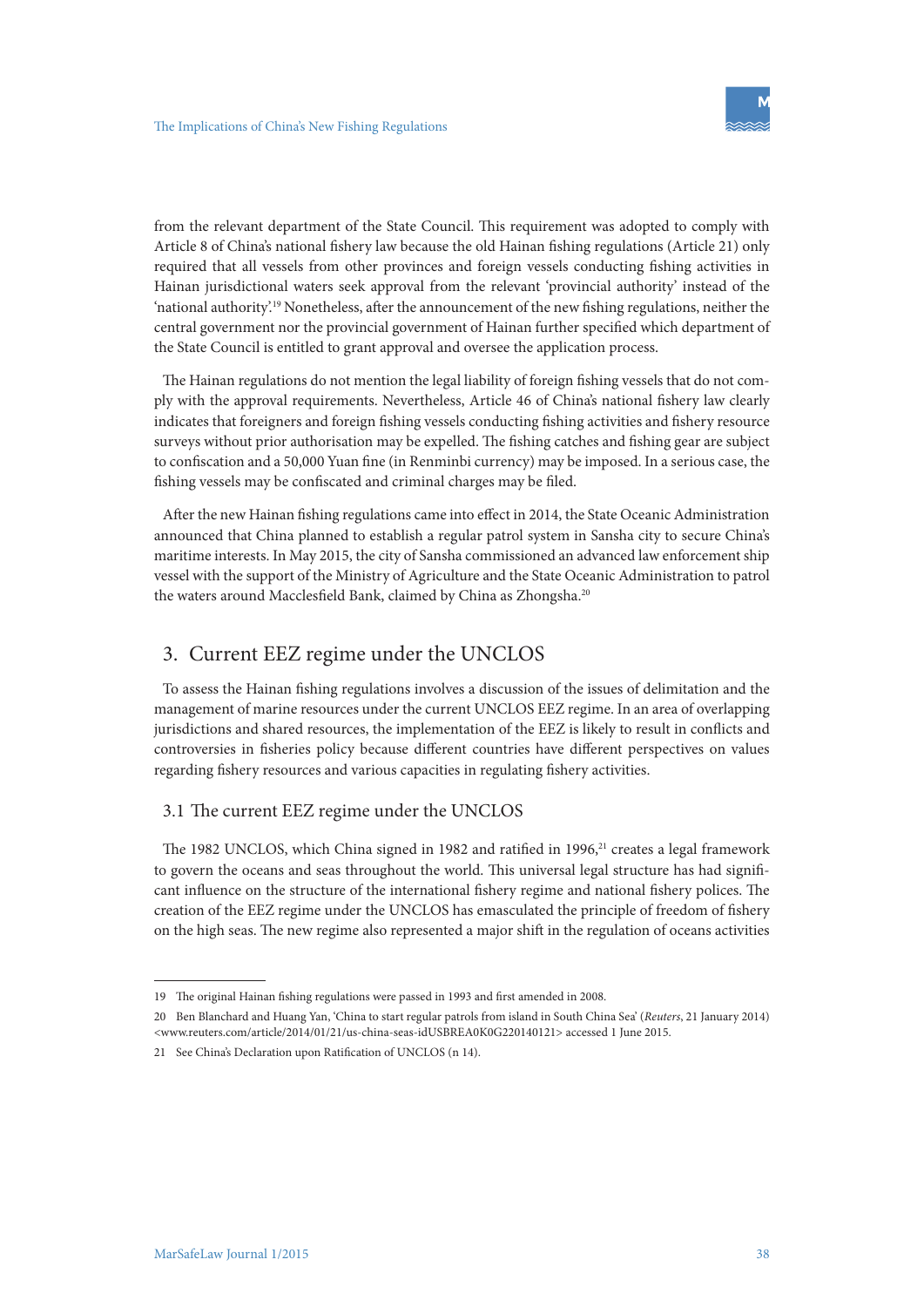from the relevant department of the State Council. This requirement was adopted to comply with Article 8 of China's national fishery law because the old Hainan fishing regulations (Article 21) only required that all vessels from other provinces and foreign vessels conducting fishing activities in Hainan jurisdictional waters seek approval from the relevant 'provincial authority' instead of the 'national authority'.[19] Nonetheless, after the announcement of the new fishing regulations, neither the central government nor the provincial government of Hainan further specified which department of the State Council is entitled to grant approval and oversee the application process.

The Hainan regulations do not mention the legal liability of foreign fishing vessels that do not comply with the approval requirements. Nevertheless, Article 46 of China's national fishery law clearly indicates that foreigners and foreign fishing vessels conducting fishing activities and fishery resource surveys without prior authorisation may be expelled. The fishing catches and fishing gear are subject to confiscation and a 50,000 Yuan fine (in Renminbi currency) may be imposed. In a serious case, the fishing vessels may be confiscated and criminal charges may be filed.

After the new Hainan fishing regulations came into effect in 2014, the State Oceanic Administration announced that China planned to establish a regular patrol system in Sansha city to secure China's maritime interests. In May 2015, the city of Sansha commissioned an advanced law enforcement ship vessel with the support of the Ministry of Agriculture and the State Oceanic Administration to patrol the waters around Macclesfield Bank, claimed by China as Zhongsha.[20]

## 3. Current EEZ regime under the UNCLOS

To assess the Hainan fishing regulations involves a discussion of the issues of delimitation and the management of marine resources under the current UNCLOS EEZ regime. In an area of overlapping jurisdictions and shared resources, the implementation of the EEZ is likely to result in conflicts and controversies in fisheries policy because different countries have different perspectives on values regarding fishery resources and various capacities in regulating fishery activities.

### 3.1 The current EEZ regime under the UNCLOS

The 1982 UNCLOS, which China signed in 1982 and ratified in 1996,[21] creates a legal framework to govern the oceans and seas throughout the world. This universal legal structure has had significant influence on the structure of the international fishery regime and national fishery polices. The creation of the EEZ regime under the UNCLOS has emasculated the principle of freedom of fishery on the high seas. The new regime also represented a major shift in the regulation of oceans activities

---

19 The original Hainan fishing regulations were passed in 1993 and first amended in 2008.

20 Ben Blanchard and Huang Yan, 'China to start regular patrols from island in South China Sea' (*Reuters*, 21 January 2014) <www.reuters.com/article/2014/01/21/us-china-seas-idUSBREA0K0G220140121> accessed 1 June 2015.

21 See China's Declaration upon Ratification of UNCLOS (n 14).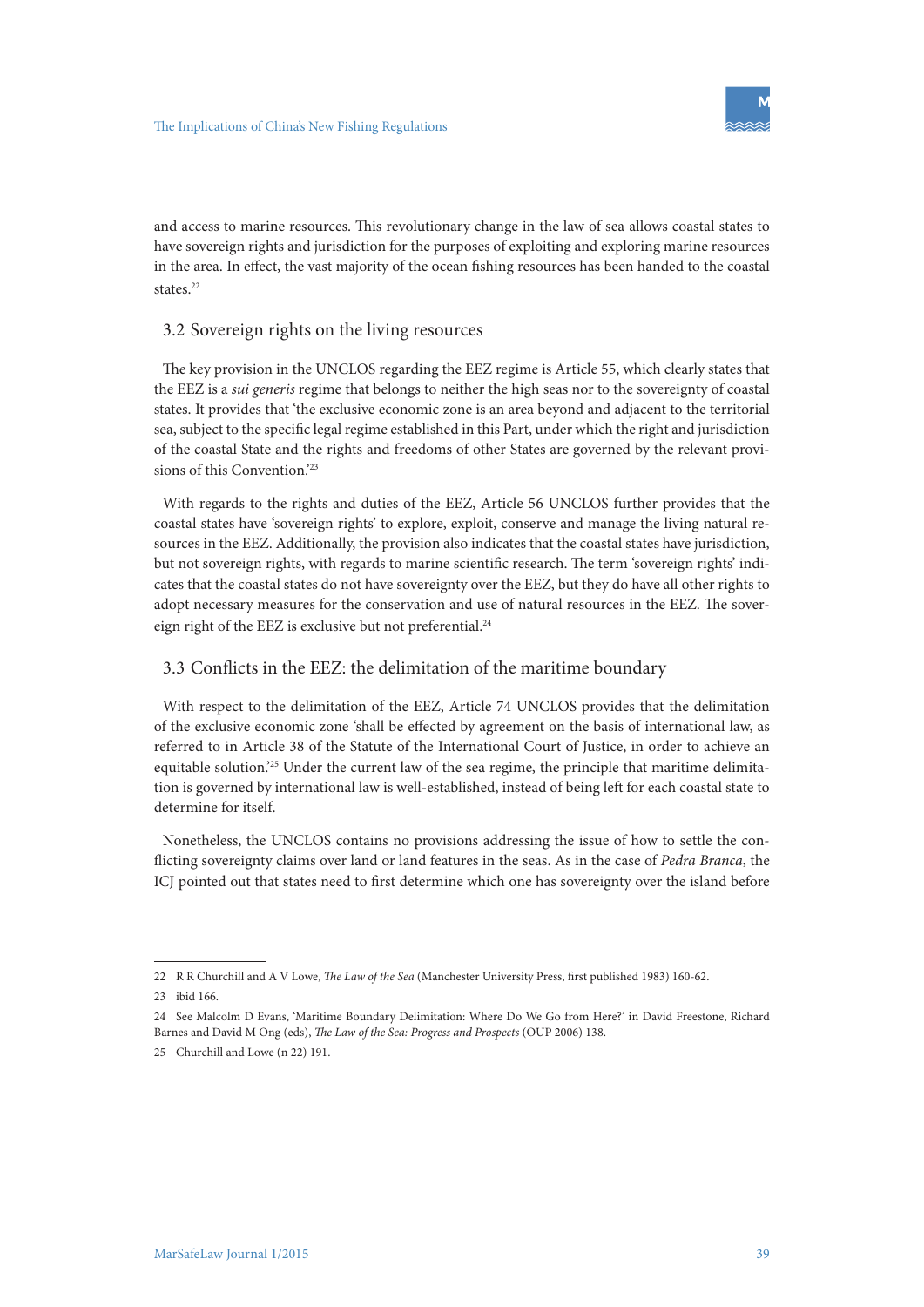and access to marine resources. This revolutionary change in the law of sea allows coastal states to have sovereign rights and jurisdiction for the purposes of exploiting and exploring marine resources in the area. In effect, the vast majority of the ocean fishing resources has been handed to the coastal states.[22]

### 3.2 Sovereign rights on the living resources

The key provision in the UNCLOS regarding the EEZ regime is Article 55, which clearly states that the EEZ is a *sui generis* regime that belongs to neither the high seas nor to the sovereignty of coastal states. It provides that 'the exclusive economic zone is an area beyond and adjacent to the territorial sea, subject to the specific legal regime established in this Part, under which the right and jurisdiction of the coastal State and the rights and freedoms of other States are governed by the relevant provisions of this Convention.'[23]

With regards to the rights and duties of the EEZ, Article 56 UNCLOS further provides that the coastal states have 'sovereign rights' to explore, exploit, conserve and manage the living natural resources in the EEZ. Additionally, the provision also indicates that the coastal states have jurisdiction, but not sovereign rights, with regards to marine scientific research. The term 'sovereign rights' indicates that the coastal states do not have sovereignty over the EEZ, but they do have all other rights to adopt necessary measures for the conservation and use of natural resources in the EEZ. The sovereign right of the EEZ is exclusive but not preferential.[24]

### 3.3 Conflicts in the EEZ: the delimitation of the maritime boundary

With respect to the delimitation of the EEZ, Article 74 UNCLOS provides that the delimitation of the exclusive economic zone 'shall be effected by agreement on the basis of international law, as referred to in Article 38 of the Statute of the International Court of Justice, in order to achieve an equitable solution.'[25] Under the current law of the sea regime, the principle that maritime delimitation is governed by international law is well-established, instead of being left for each coastal state to determine for itself.

Nonetheless, the UNCLOS contains no provisions addressing the issue of how to settle the conflicting sovereignty claims over land or land features in the seas. As in the case of *Pedra Branca*, the ICJ pointed out that states need to first determine which one has sovereignty over the island before

---

22 R R Churchill and A V Lowe, *The Law of the Sea* (Manchester University Press, first published 1983) 160-62.

23 ibid 166.

24 See Malcolm D Evans, 'Maritime Boundary Delimitation: Where Do We Go from Here?' in David Freestone, Richard Barnes and David M Ong (eds), *The Law of the Sea: Progress and Prospects* (OUP 2006) 138.

25 Churchill and Lowe (n 22) 191.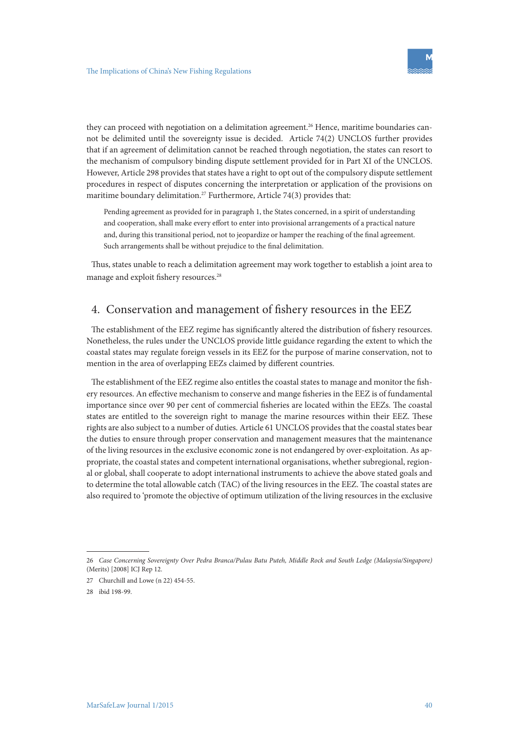they can proceed with negotiation on a delimitation agreement.[26] Hence, maritime boundaries cannot be delimited until the sovereignty issue is decided. Article 74(2) UNCLOS further provides that if an agreement of delimitation cannot be reached through negotiation, the states can resort to the mechanism of compulsory binding dispute settlement provided for in Part XI of the UNCLOS. However, Article 298 provides that states have a right to opt out of the compulsory dispute settlement procedures in respect of disputes concerning the interpretation or application of the provisions on maritime boundary delimitation.[27] Furthermore, Article 74(3) provides that:

> Pending agreement as provided for in paragraph 1, the States concerned, in a spirit of understanding and cooperation, shall make every effort to enter into provisional arrangements of a practical nature and, during this transitional period, not to jeopardize or hamper the reaching of the final agreement. Such arrangements shall be without prejudice to the final delimitation.

Thus, states unable to reach a delimitation agreement may work together to establish a joint area to manage and exploit fishery resources.[28]

## 4. Conservation and management of fishery resources in the EEZ

The establishment of the EEZ regime has significantly altered the distribution of fishery resources. Nonetheless, the rules under the UNCLOS provide little guidance regarding the extent to which the coastal states may regulate foreign vessels in its EEZ for the purpose of marine conservation, not to mention in the area of overlapping EEZs claimed by different countries.

The establishment of the EEZ regime also entitles the coastal states to manage and monitor the fishery resources. An effective mechanism to conserve and mange fisheries in the EEZ is of fundamental importance since over 90 per cent of commercial fisheries are located within the EEZs. The coastal states are entitled to the sovereign right to manage the marine resources within their EEZ. These rights are also subject to a number of duties. Article 61 UNCLOS provides that the coastal states bear the duties to ensure through proper conservation and management measures that the maintenance of the living resources in the exclusive economic zone is not endangered by over-exploitation. As appropriate, the coastal states and competent international organisations, whether subregional, regional or global, shall cooperate to adopt international instruments to achieve the above stated goals and to determine the total allowable catch (TAC) of the living resources in the EEZ. The coastal states are also required to 'promote the objective of optimum utilization of the living resources in the exclusive

---

26 *Case Concerning Sovereignty Over Pedra Branca/Pulau Batu Puteh, Middle Rock and South Ledge (Malaysia/Singapore)* (Merits) [2008] ICJ Rep 12.

27 Churchill and Lowe (n 22) 454-55.

28 ibid 198-99.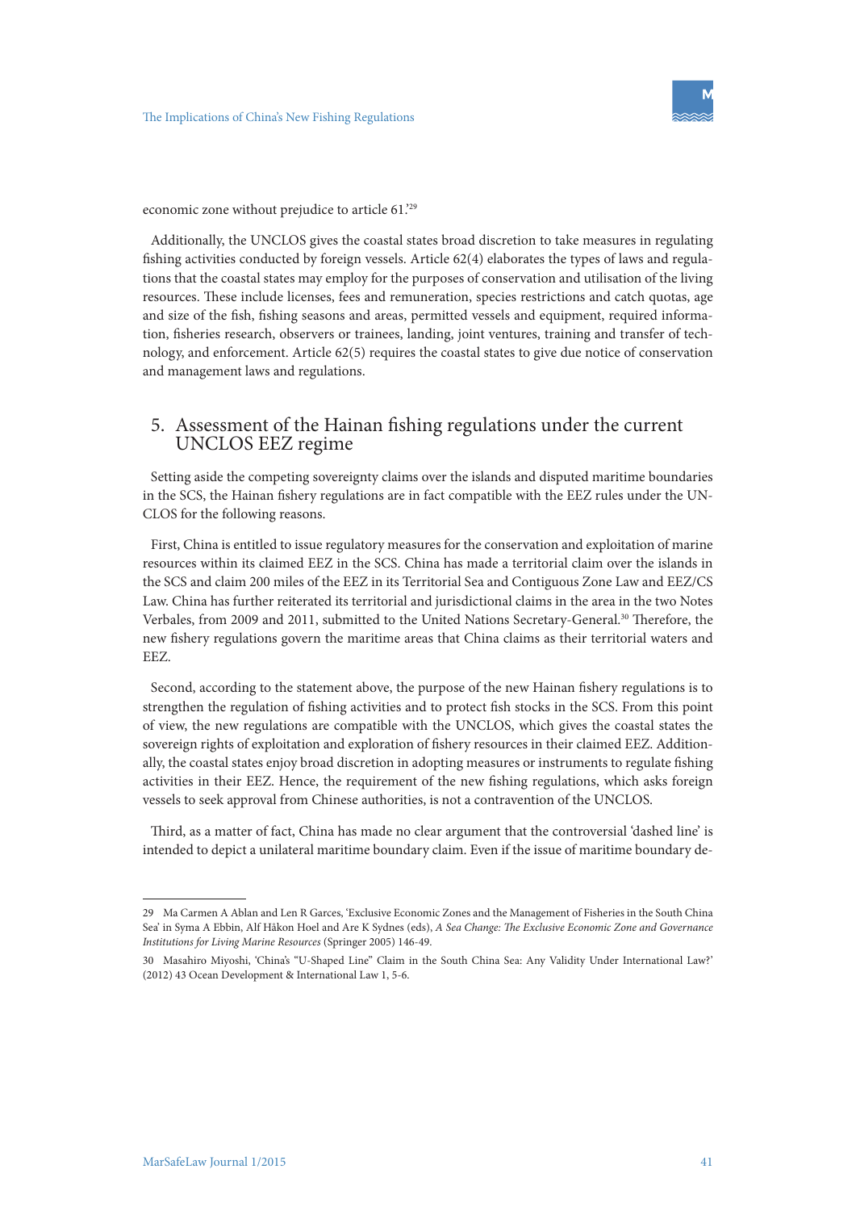economic zone without prejudice to article 61.'[29]

Additionally, the UNCLOS gives the coastal states broad discretion to take measures in regulating fishing activities conducted by foreign vessels. Article 62(4) elaborates the types of laws and regulations that the coastal states may employ for the purposes of conservation and utilisation of the living resources. These include licenses, fees and remuneration, species restrictions and catch quotas, age and size of the fish, fishing seasons and areas, permitted vessels and equipment, required information, fisheries research, observers or trainees, landing, joint ventures, training and transfer of technology, and enforcement. Article 62(5) requires the coastal states to give due notice of conservation and management laws and regulations.

## 5. Assessment of the Hainan fishing regulations under the current UNCLOS EEZ regime

Setting aside the competing sovereignty claims over the islands and disputed maritime boundaries in the SCS, the Hainan fishery regulations are in fact compatible with the EEZ rules under the UNCLOS for the following reasons.

First, China is entitled to issue regulatory measures for the conservation and exploitation of marine resources within its claimed EEZ in the SCS. China has made a territorial claim over the islands in the SCS and claim 200 miles of the EEZ in its Territorial Sea and Contiguous Zone Law and EEZ/CS Law. China has further reiterated its territorial and jurisdictional claims in the area in the two Notes Verbales, from 2009 and 2011, submitted to the United Nations Secretary-General.[30] Therefore, the new fishery regulations govern the maritime areas that China claims as their territorial waters and EEZ.

Second, according to the statement above, the purpose of the new Hainan fishery regulations is to strengthen the regulation of fishing activities and to protect fish stocks in the SCS. From this point of view, the new regulations are compatible with the UNCLOS, which gives the coastal states the sovereign rights of exploitation and exploration of fishery resources in their claimed EEZ. Additionally, the coastal states enjoy broad discretion in adopting measures or instruments to regulate fishing activities in their EEZ. Hence, the requirement of the new fishing regulations, which asks foreign vessels to seek approval from Chinese authorities, is not a contravention of the UNCLOS.

Third, as a matter of fact, China has made no clear argument that the controversial 'dashed line' is intended to depict a unilateral maritime boundary claim. Even if the issue of maritime boundary de-

---

29 Ma Carmen A Ablan and Len R Garces, 'Exclusive Economic Zones and the Management of Fisheries in the South China Sea' in Syma A Ebbin, Alf Håkon Hoel and Are K Sydnes (eds), *A Sea Change: The Exclusive Economic Zone and Governance Institutions for Living Marine Resources* (Springer 2005) 146-49.

30 Masahiro Miyoshi, 'China's "U-Shaped Line" Claim in the South China Sea: Any Validity Under International Law?' (2012) 43 Ocean Development & International Law 1, 5-6.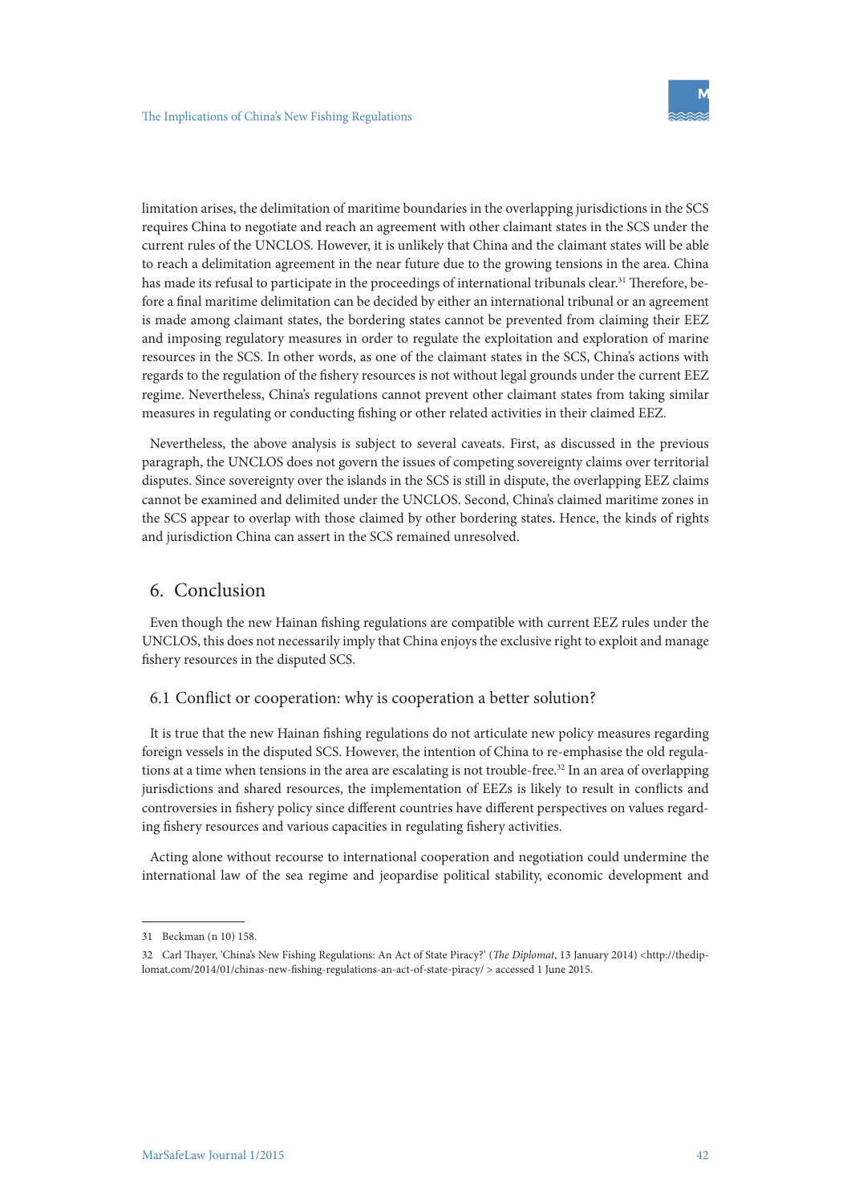limitation arises, the delimitation of maritime boundaries in the overlapping jurisdictions in the SCS requires China to negotiate and reach an agreement with other claimant states in the SCS under the current rules of the UNCLOS. However, it is unlikely that China and the claimant states will be able to reach a delimitation agreement in the near future due to the growing tensions in the area. China has made its refusal to participate in the proceedings of international tribunals clear.[31] Therefore, before a final maritime delimitation can be decided by either an international tribunal or an agreement is made among claimant states, the bordering states cannot be prevented from claiming their EEZ and imposing regulatory measures in order to regulate the exploitation and exploration of marine resources in the SCS. In other words, as one of the claimant states in the SCS, China's actions with regards to the regulation of the fishery resources is not without legal grounds under the current EEZ regime. Nevertheless, China's regulations cannot prevent other claimant states from taking similar measures in regulating or conducting fishing or other related activities in their claimed EEZ.

Nevertheless, the above analysis is subject to several caveats. First, as discussed in the previous paragraph, the UNCLOS does not govern the issues of competing sovereignty claims over territorial disputes. Since sovereignty over the islands in the SCS is still in dispute, the overlapping EEZ claims cannot be examined and delimited under the UNCLOS. Second, China's claimed maritime zones in the SCS appear to overlap with those claimed by other bordering states. Hence, the kinds of rights and jurisdiction China can assert in the SCS remained unresolved.

## 6. Conclusion

Even though the new Hainan fishing regulations are compatible with current EEZ rules under the UNCLOS, this does not necessarily imply that China enjoys the exclusive right to exploit and manage fishery resources in the disputed SCS.

### 6.1 Conflict or cooperation: why is cooperation a better solution?

It is true that the new Hainan fishing regulations do not articulate new policy measures regarding foreign vessels in the disputed SCS. However, the intention of China to re-emphasise the old regulations at a time when tensions in the area are escalating is not trouble-free.[32] In an area of overlapping jurisdictions and shared resources, the implementation of EEZs is likely to result in conflicts and controversies in fishery policy since different countries have different perspectives on values regarding fishery resources and various capacities in regulating fishery activities.

Acting alone without recourse to international cooperation and negotiation could undermine the international law of the sea regime and jeopardise political stability, economic development and

---

31 Beckman (n 10) 158.

32 Carl Thayer, 'China's New Fishing Regulations: An Act of State Piracy?' (*The Diplomat*, 13 January 2014) <http://thediplomat.com/2014/01/chinas-new-fishing-regulations-an-act-of-state-piracy/ > accessed 1 June 2015.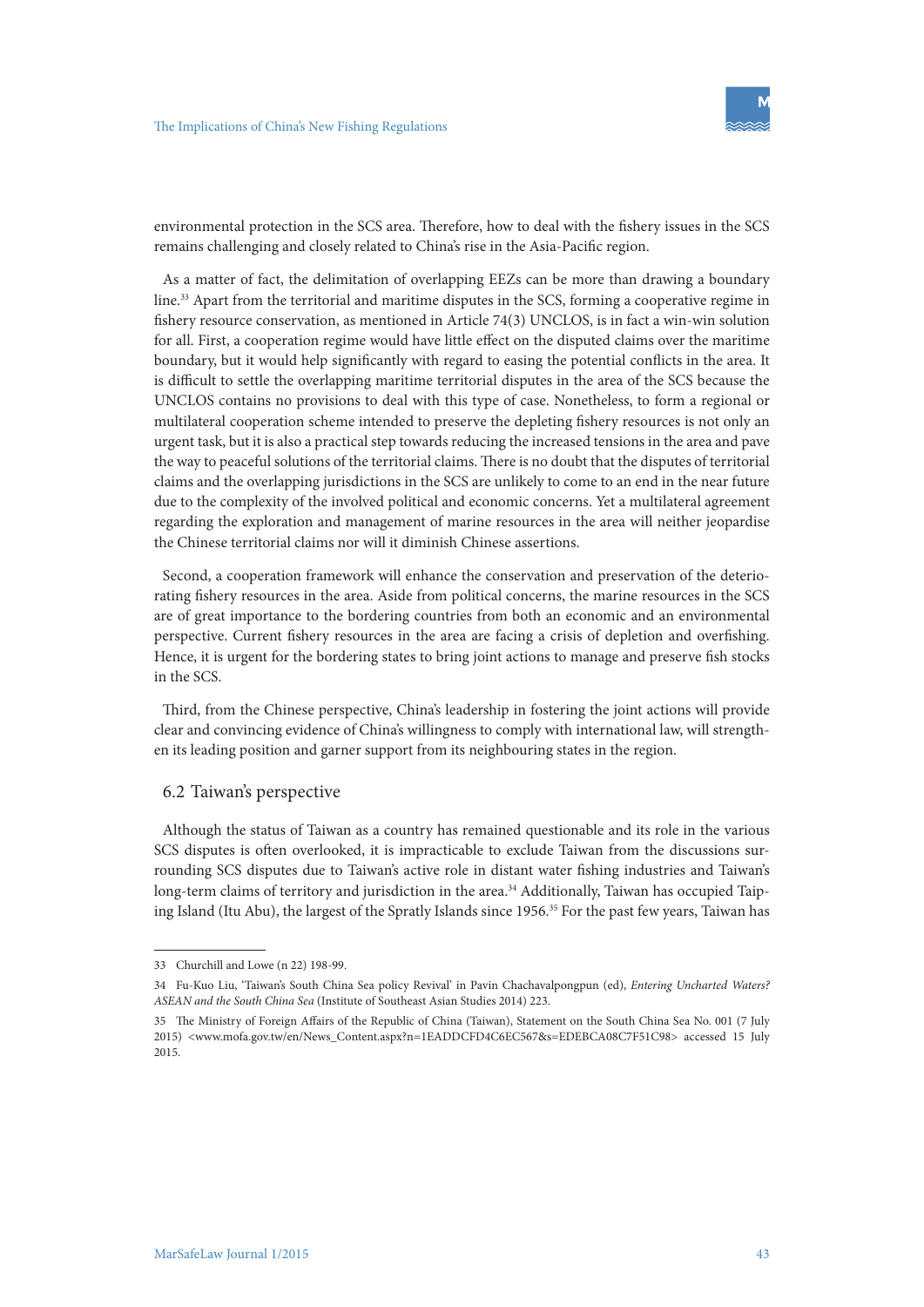environmental protection in the SCS area. Therefore, how to deal with the fishery issues in the SCS remains challenging and closely related to China's rise in the Asia-Pacific region.

As a matter of fact, the delimitation of overlapping EEZs can be more than drawing a boundary line.[33] Apart from the territorial and maritime disputes in the SCS, forming a cooperative regime in fishery resource conservation, as mentioned in Article 74(3) UNCLOS, is in fact a win-win solution for all. First, a cooperation regime would have little effect on the disputed claims over the maritime boundary, but it would help significantly with regard to easing the potential conflicts in the area. It is difficult to settle the overlapping maritime territorial disputes in the area of the SCS because the UNCLOS contains no provisions to deal with this type of case. Nonetheless, to form a regional or multilateral cooperation scheme intended to preserve the depleting fishery resources is not only an urgent task, but it is also a practical step towards reducing the increased tensions in the area and pave the way to peaceful solutions of the territorial claims. There is no doubt that the disputes of territorial claims and the overlapping jurisdictions in the SCS are unlikely to come to an end in the near future due to the complexity of the involved political and economic concerns. Yet a multilateral agreement regarding the exploration and management of marine resources in the area will neither jeopardise the Chinese territorial claims nor will it diminish Chinese assertions.

Second, a cooperation framework will enhance the conservation and preservation of the deteriorating fishery resources in the area. Aside from political concerns, the marine resources in the SCS are of great importance to the bordering countries from both an economic and an environmental perspective. Current fishery resources in the area are facing a crisis of depletion and overfishing. Hence, it is urgent for the bordering states to bring joint actions to manage and preserve fish stocks in the SCS.

Third, from the Chinese perspective, China's leadership in fostering the joint actions will provide clear and convincing evidence of China's willingness to comply with international law, will strengthen its leading position and garner support from its neighbouring states in the region.

## 6.2 Taiwan's perspective

Although the status of Taiwan as a country has remained questionable and its role in the various SCS disputes is often overlooked, it is impracticable to exclude Taiwan from the discussions surrounding SCS disputes due to Taiwan's active role in distant water fishing industries and Taiwan's long-term claims of territory and jurisdiction in the area.[34] Additionally, Taiwan has occupied Taiping Island (Itu Abu), the largest of the Spratly Islands since 1956.[35] For the past few years, Taiwan has

---

33 Churchill and Lowe (n 22) 198-99.

34 Fu-Kuo Liu, 'Taiwan's South China Sea policy Revival' in Pavin Chachavalpongpun (ed), *Entering Uncharted Waters? ASEAN and the South China Sea* (Institute of Southeast Asian Studies 2014) 223.

35 The Ministry of Foreign Affairs of the Republic of China (Taiwan), Statement on the South China Sea No. 001 (7 July 2015) <www.mofa.gov.tw/en/News_Content.aspx?n=1EADDCFD4C6EC567&s=EDEBCA08C7F51C98> accessed 15 July 2015.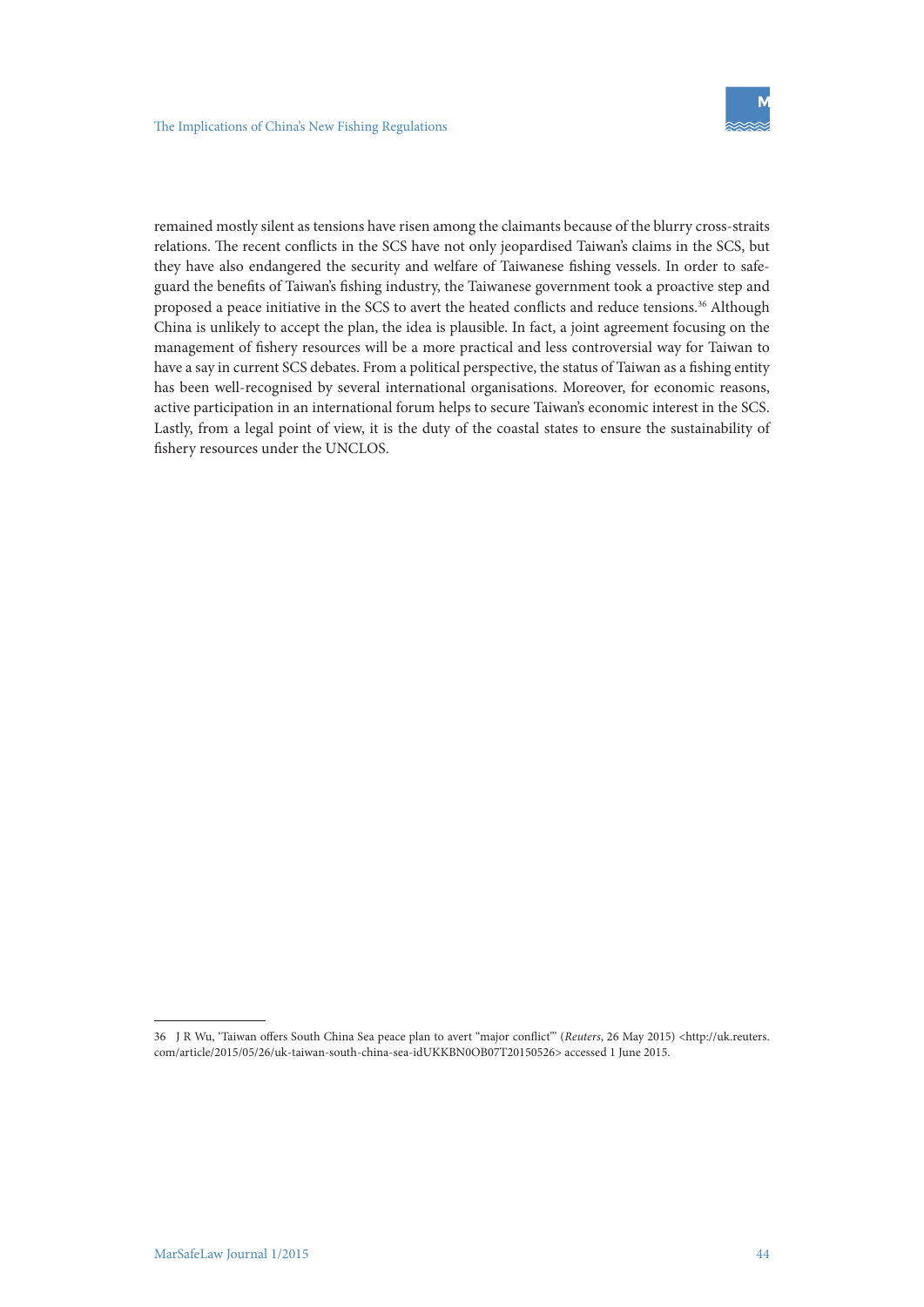remained mostly silent as tensions have risen among the claimants because of the blurry cross-straits relations. The recent conflicts in the SCS have not only jeopardised Taiwan's claims in the SCS, but they have also endangered the security and welfare of Taiwanese fishing vessels. In order to safeguard the benefits of Taiwan's fishing industry, the Taiwanese government took a proactive step and proposed a peace initiative in the SCS to avert the heated conflicts and reduce tensions.[36] Although China is unlikely to accept the plan, the idea is plausible. In fact, a joint agreement focusing on the management of fishery resources will be a more practical and less controversial way for Taiwan to have a say in current SCS debates. From a political perspective, the status of Taiwan as a fishing entity has been well-recognised by several international organisations. Moreover, for economic reasons, active participation in an international forum helps to secure Taiwan's economic interest in the SCS. Lastly, from a legal point of view, it is the duty of the coastal states to ensure the sustainability of fishery resources under the UNCLOS.

---

36 J R Wu, 'Taiwan offers South China Sea peace plan to avert "major conflict"' (*Reuters*, 26 May 2015) <http://uk.reuters.com/article/2015/05/26/uk-taiwan-south-china-sea-idUKKBN0OB07T20150526> accessed 1 June 2015.